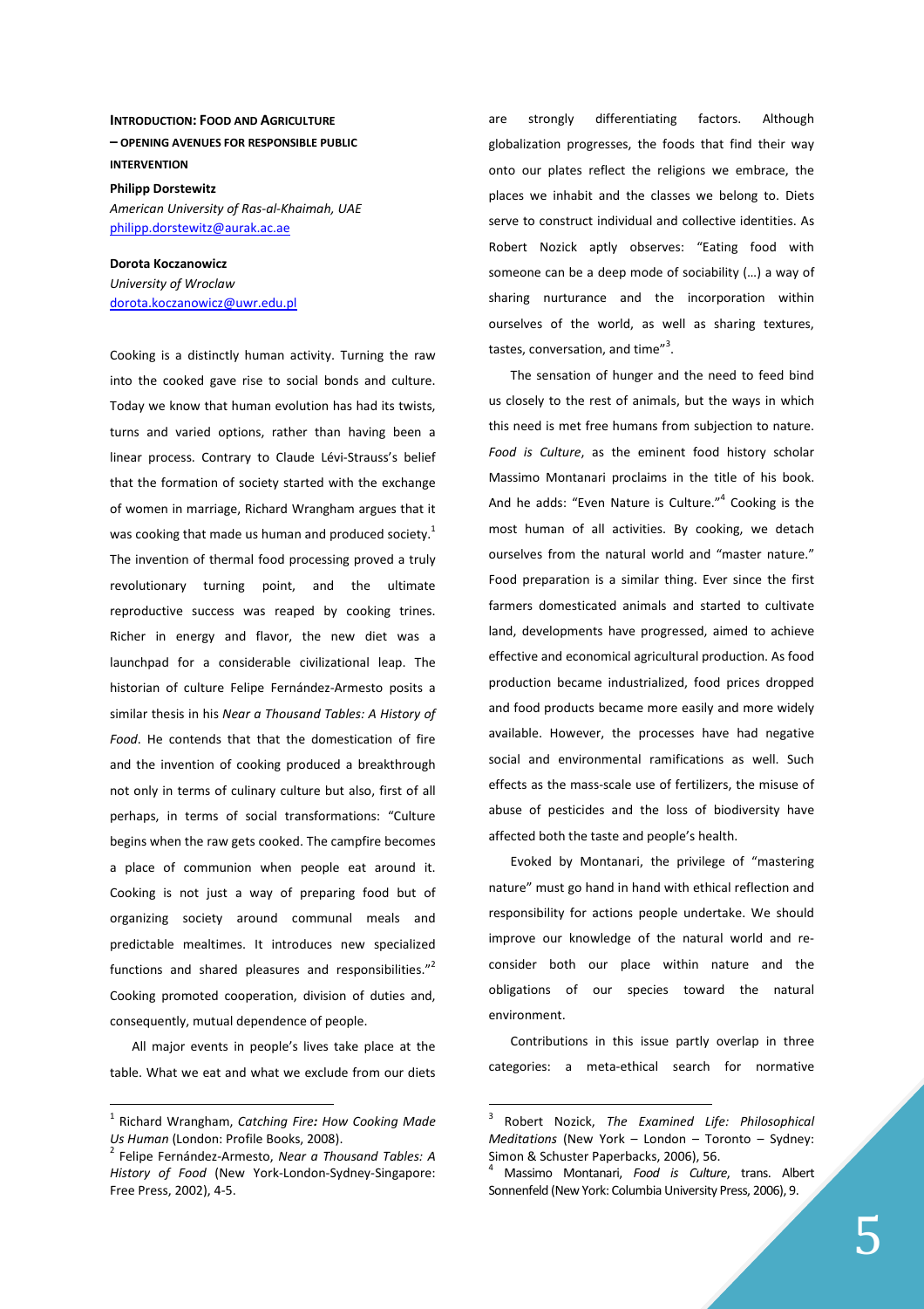# Introduction: Food and Agriculture – Opening Avenues for Responsible Public Intervention

**Philipp Dorstewitz**
*American University of Ras-al-Khaimah, UAE*
philipp.dorstewitz@aurak.ac.ae

**Dorota Koczanowicz**
*University of Wroclaw*
dorota.koczanowicz@uwr.edu.pl

Cooking is a distinctly human activity. Turning the raw into the cooked gave rise to social bonds and culture. Today we know that human evolution has had its twists, turns and varied options, rather than having been a linear process. Contrary to Claude Lévi-Strauss's belief that the formation of society started with the exchange of women in marriage, Richard Wrangham argues that it was cooking that made us human and produced society.[1] The invention of thermal food processing proved a truly revolutionary turning point, and the ultimate reproductive success was reaped by cooking trines. Richer in energy and flavor, the new diet was a launchpad for a considerable civilizational leap. The historian of culture Felipe Fernández-Armesto posits a similar thesis in his *Near a Thousand Tables: A History of Food*. He contends that that the domestication of fire and the invention of cooking produced a breakthrough not only in terms of culinary culture but also, first of all perhaps, in terms of social transformations: "Culture begins when the raw gets cooked. The campfire becomes a place of communion when people eat around it. Cooking is not just a way of preparing food but of organizing society around communal meals and predictable mealtimes. It introduces new specialized functions and shared pleasures and responsibilities."[2] Cooking promoted cooperation, division of duties and, consequently, mutual dependence of people.

All major events in people's lives take place at the table. What we eat and what we exclude from our diets are strongly differentiating factors. Although globalization progresses, the foods that find their way onto our plates reflect the religions we embrace, the places we inhabit and the classes we belong to. Diets serve to construct individual and collective identities. As Robert Nozick aptly observes: "Eating food with someone can be a deep mode of sociability (…) a way of sharing nurturance and the incorporation within ourselves of the world, as well as sharing textures, tastes, conversation, and time"[3].

The sensation of hunger and the need to feed bind us closely to the rest of animals, but the ways in which this need is met free humans from subjection to nature. *Food is Culture*, as the eminent food history scholar Massimo Montanari proclaims in the title of his book. And he adds: "Even Nature is Culture."[4] Cooking is the most human of all activities. By cooking, we detach ourselves from the natural world and "master nature." Food preparation is a similar thing. Ever since the first farmers domesticated animals and started to cultivate land, developments have progressed, aimed to achieve effective and economical agricultural production. As food production became industrialized, food prices dropped and food products became more easily and more widely available. However, the processes have had negative social and environmental ramifications as well. Such effects as the mass-scale use of fertilizers, the misuse of abuse of pesticides and the loss of biodiversity have affected both the taste and people's health.

Evoked by Montanari, the privilege of "mastering nature" must go hand in hand with ethical reflection and responsibility for actions people undertake. We should improve our knowledge of the natural world and reconsider both our place within nature and the obligations of our species toward the natural environment.

Contributions in this issue partly overlap in three categories: a meta-ethical search for normative

---

[1] Richard Wrangham, *Catching Fire: How Cooking Made Us Human* (London: Profile Books, 2008).

[2] Felipe Fernández-Armesto, *Near a Thousand Tables: A History of Food* (New York-London-Sydney-Singapore: Free Press, 2002), 4-5.

[3] Robert Nozick, *The Examined Life: Philosophical Meditations* (New York – London – Toronto – Sydney: Simon & Schuster Paperbacks, 2006), 56.

[4] Massimo Montanari, *Food is Culture*, trans. Albert Sonnenfeld (New York: Columbia University Press, 2006), 9.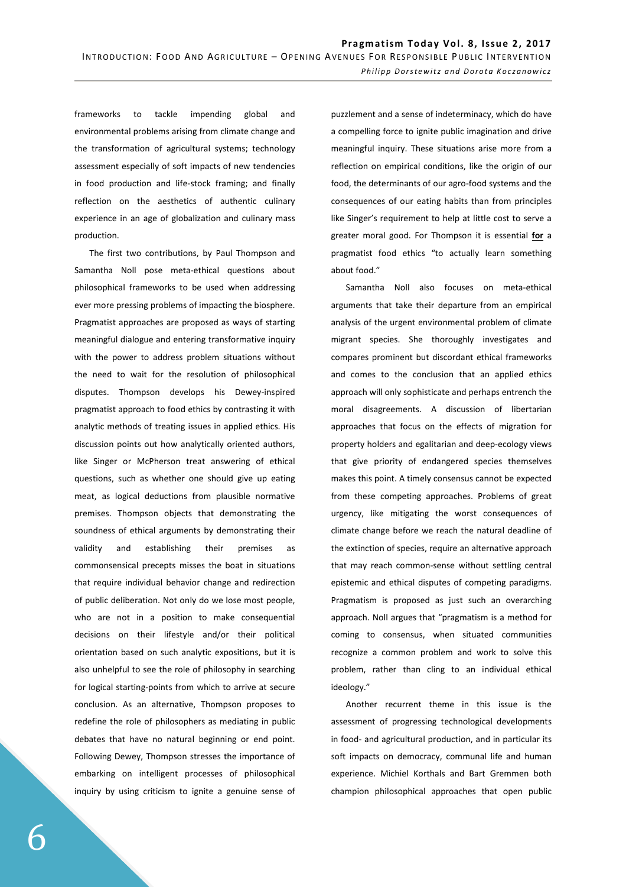frameworks to tackle impending global and environmental problems arising from climate change and the transformation of agricultural systems; technology assessment especially of soft impacts of new tendencies in food production and life-stock framing; and finally reflection on the aesthetics of authentic culinary experience in an age of globalization and culinary mass production.

The first two contributions, by Paul Thompson and Samantha Noll pose meta-ethical questions about philosophical frameworks to be used when addressing ever more pressing problems of impacting the biosphere. Pragmatist approaches are proposed as ways of starting meaningful dialogue and entering transformative inquiry with the power to address problem situations without the need to wait for the resolution of philosophical disputes. Thompson develops his Dewey-inspired pragmatist approach to food ethics by contrasting it with analytic methods of treating issues in applied ethics. His discussion points out how analytically oriented authors, like Singer or McPherson treat answering of ethical questions, such as whether one should give up eating meat, as logical deductions from plausible normative premises. Thompson objects that demonstrating the soundness of ethical arguments by demonstrating their validity and establishing their premises as commonsensical precepts misses the boat in situations that require individual behavior change and redirection of public deliberation. Not only do we lose most people, who are not in a position to make consequential decisions on their lifestyle and/or their political orientation based on such analytic expositions, but it is also unhelpful to see the role of philosophy in searching for logical starting-points from which to arrive at secure conclusion. As an alternative, Thompson proposes to redefine the role of philosophers as mediating in public debates that have no natural beginning or end point. Following Dewey, Thompson stresses the importance of embarking on intelligent processes of philosophical inquiry by using criticism to ignite a genuine sense of puzzlement and a sense of indeterminacy, which do have a compelling force to ignite public imagination and drive meaningful inquiry. These situations arise more from a reflection on empirical conditions, like the origin of our food, the determinants of our agro-food systems and the consequences of our eating habits than from principles like Singer's requirement to help at little cost to serve a greater moral good. For Thompson it is essential **for** a pragmatist food ethics "to actually learn something about food."

Samantha Noll also focuses on meta-ethical arguments that take their departure from an empirical analysis of the urgent environmental problem of climate migrant species. She thoroughly investigates and compares prominent but discordant ethical frameworks and comes to the conclusion that an applied ethics approach will only sophisticate and perhaps entrench the moral disagreements. A discussion of libertarian approaches that focus on the effects of migration for property holders and egalitarian and deep-ecology views that give priority of endangered species themselves makes this point. A timely consensus cannot be expected from these competing approaches. Problems of great urgency, like mitigating the worst consequences of climate change before we reach the natural deadline of the extinction of species, require an alternative approach that may reach common-sense without settling central epistemic and ethical disputes of competing paradigms. Pragmatism is proposed as just such an overarching approach. Noll argues that "pragmatism is a method for coming to consensus, when situated communities recognize a common problem and work to solve this problem, rather than cling to an individual ethical ideology."

Another recurrent theme in this issue is the assessment of progressing technological developments in food- and agricultural production, and in particular its soft impacts on democracy, communal life and human experience. Michiel Korthals and Bart Gremmen both champion philosophical approaches that open public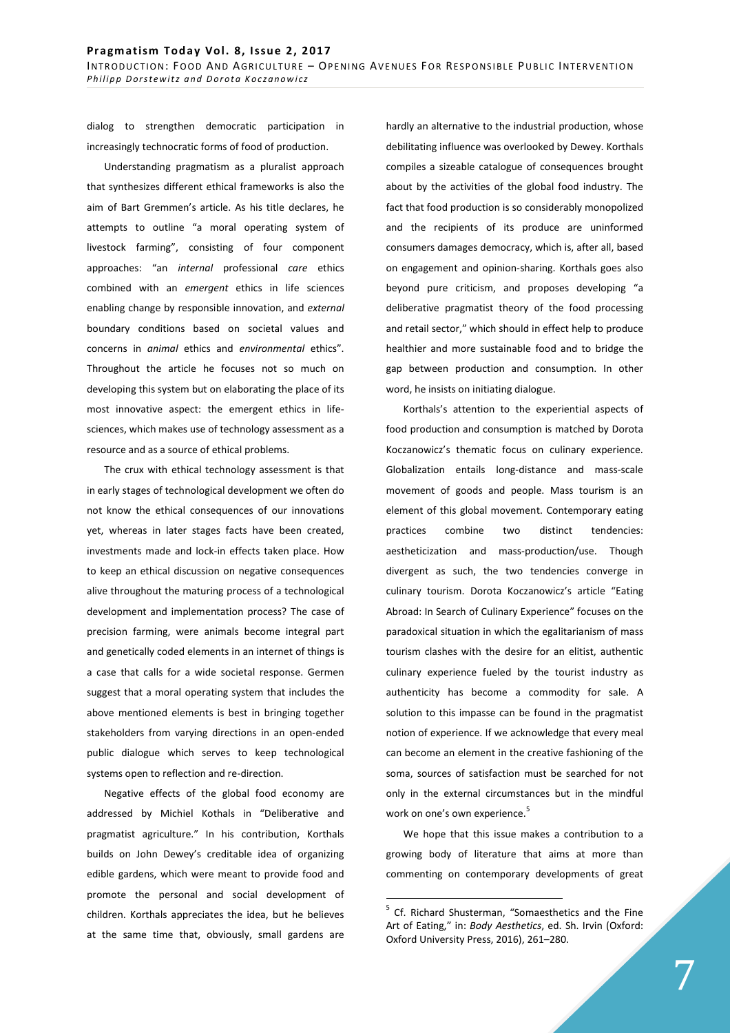dialog to strengthen democratic participation in increasingly technocratic forms of food of production.

Understanding pragmatism as a pluralist approach that synthesizes different ethical frameworks is also the aim of Bart Gremmen's article. As his title declares, he attempts to outline "a moral operating system of livestock farming", consisting of four component approaches: "an *internal* professional *care* ethics combined with an *emergent* ethics in life sciences enabling change by responsible innovation, and *external* boundary conditions based on societal values and concerns in *animal* ethics and *environmental* ethics". Throughout the article he focuses not so much on developing this system but on elaborating the place of its most innovative aspect: the emergent ethics in life-sciences, which makes use of technology assessment as a resource and as a source of ethical problems.

The crux with ethical technology assessment is that in early stages of technological development we often do not know the ethical consequences of our innovations yet, whereas in later stages facts have been created, investments made and lock-in effects taken place. How to keep an ethical discussion on negative consequences alive throughout the maturing process of a technological development and implementation process? The case of precision farming, were animals become integral part and genetically coded elements in an internet of things is a case that calls for a wide societal response. Germen suggest that a moral operating system that includes the above mentioned elements is best in bringing together stakeholders from varying directions in an open-ended public dialogue which serves to keep technological systems open to reflection and re-direction.

Negative effects of the global food economy are addressed by Michiel Kothals in "Deliberative and pragmatist agriculture." In his contribution, Korthals builds on John Dewey's creditable idea of organizing edible gardens, which were meant to provide food and promote the personal and social development of children. Korthals appreciates the idea, but he believes at the same time that, obviously, small gardens are hardly an alternative to the industrial production, whose debilitating influence was overlooked by Dewey. Korthals compiles a sizeable catalogue of consequences brought about by the activities of the global food industry. The fact that food production is so considerably monopolized and the recipients of its produce are uninformed consumers damages democracy, which is, after all, based on engagement and opinion-sharing. Korthals goes also beyond pure criticism, and proposes developing "a deliberative pragmatist theory of the food processing and retail sector," which should in effect help to produce healthier and more sustainable food and to bridge the gap between production and consumption. In other word, he insists on initiating dialogue.

Korthals's attention to the experiential aspects of food production and consumption is matched by Dorota Koczanowicz's thematic focus on culinary experience. Globalization entails long-distance and mass-scale movement of goods and people. Mass tourism is an element of this global movement. Contemporary eating practices combine two distinct tendencies: aestheticization and mass-production/use. Though divergent as such, the two tendencies converge in culinary tourism. Dorota Koczanowicz's article "Eating Abroad: In Search of Culinary Experience" focuses on the paradoxical situation in which the egalitarianism of mass tourism clashes with the desire for an elitist, authentic culinary experience fueled by the tourist industry as authenticity has become a commodity for sale. A solution to this impasse can be found in the pragmatist notion of experience. If we acknowledge that every meal can become an element in the creative fashioning of the soma, sources of satisfaction must be searched for not only in the external circumstances but in the mindful work on one's own experience.[5]

We hope that this issue makes a contribution to a growing body of literature that aims at more than commenting on contemporary developments of great

---

[5] Cf. Richard Shusterman, "Somaesthetics and the Fine Art of Eating," in: *Body Aesthetics*, ed. Sh. Irvin (Oxford: Oxford University Press, 2016), 261–280.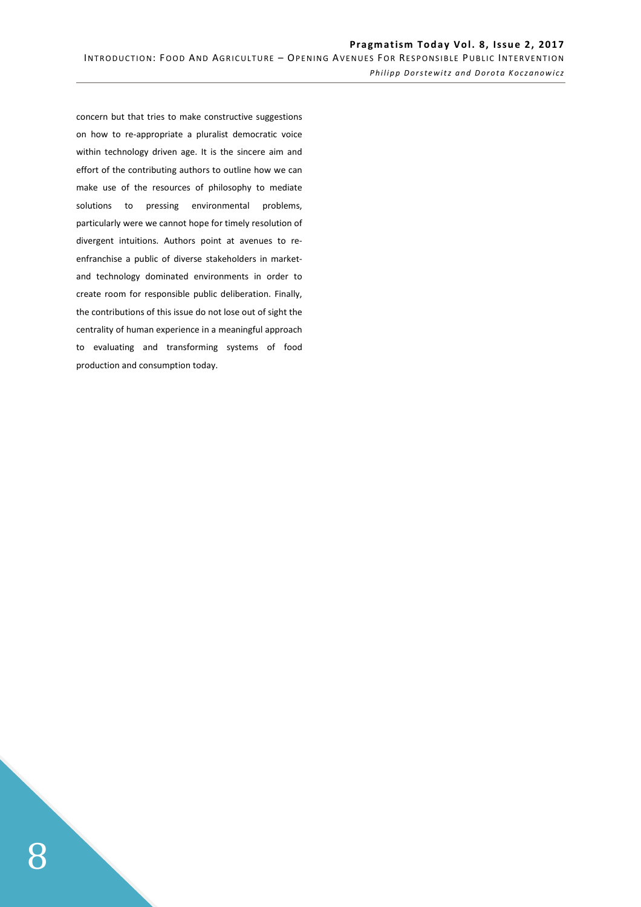concern but that tries to make constructive suggestions on how to re-appropriate a pluralist democratic voice within technology driven age. It is the sincere aim and effort of the contributing authors to outline how we can make use of the resources of philosophy to mediate solutions to pressing environmental problems, particularly were we cannot hope for timely resolution of divergent intuitions. Authors point at avenues to re-enfranchise a public of diverse stakeholders in market- and technology dominated environments in order to create room for responsible public deliberation. Finally, the contributions of this issue do not lose out of sight the centrality of human experience in a meaningful approach to evaluating and transforming systems of food production and consumption today.